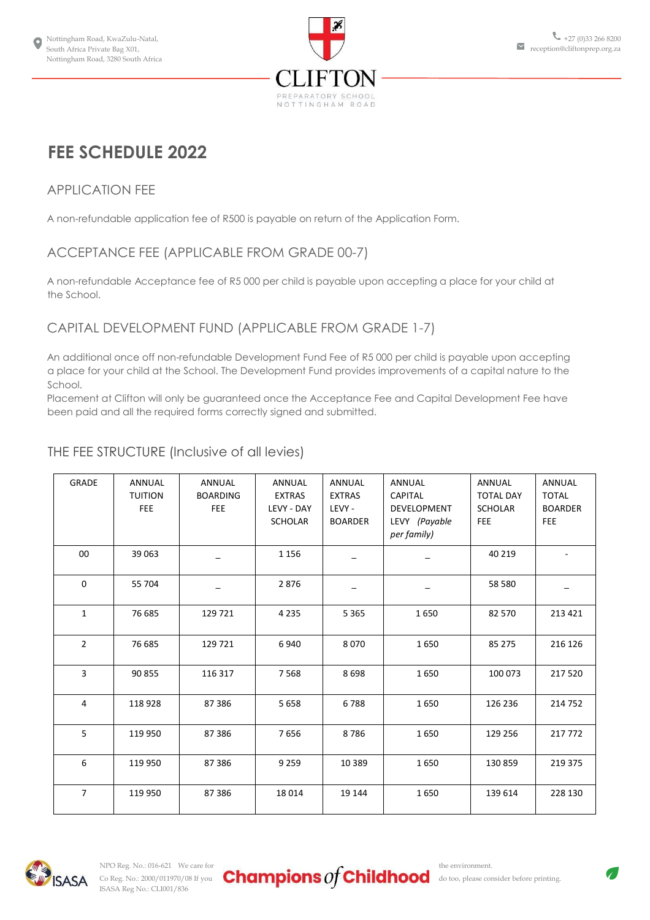Nottingham Road, KwaZulu-Natal,
South Africa Private Bag X01,
Nottingham Road, 3280 South Africa

+27 (0)33 266 8200
reception@cliftonprep.org.za

CLIFTON
PREPARATORY SCHOOL
NOTTINGHAM ROAD

# FEE SCHEDULE 2022

## APPLICATION FEE

A non-refundable application fee of R500 is payable on return of the Application Form.

## ACCEPTANCE FEE (APPLICABLE FROM GRADE 00-7)

A non-refundable Acceptance fee of R5 000 per child is payable upon accepting a place for your child at the School.

## CAPITAL DEVELOPMENT FUND (APPLICABLE FROM GRADE 1-7)

An additional once off non-refundable Development Fund Fee of R5 000 per child is payable upon accepting a place for your child at the School. The Development Fund provides improvements of a capital nature to the School.
Placement at Clifton will only be guaranteed once the Acceptance Fee and Capital Development Fee have been paid and all the required forms correctly signed and submitted.

## THE FEE STRUCTURE (Inclusive of all levies)

| GRADE | ANNUAL TUITION FEE | ANNUAL BOARDING FEE | ANNUAL EXTRAS LEVY - DAY SCHOLAR | ANNUAL EXTRAS LEVY - BOARDER | ANNUAL CAPITAL DEVELOPMENT LEVY *(Payable per family)* | ANNUAL TOTAL DAY SCHOLAR FEE | ANNUAL TOTAL BOARDER FEE |
|---|---|---|---|---|---|---|---|
| 00 | 39 063 | _ | 1 156 | _ | _ | 40 219 | - |
| 0 | 55 704 | _ | 2 876 | _ | _ | 58 580 | _ |
| 1 | 76 685 | 129 721 | 4 235 | 5 365 | 1 650 | 82 570 | 213 421 |
| 2 | 76 685 | 129 721 | 6 940 | 8 070 | 1 650 | 85 275 | 216 126 |
| 3 | 90 855 | 116 317 | 7 568 | 8 698 | 1 650 | 100 073 | 217 520 |
| 4 | 118 928 | 87 386 | 5 658 | 6 788 | 1 650 | 126 236 | 214 752 |
| 5 | 119 950 | 87 386 | 7 656 | 8 786 | 1 650 | 129 256 | 217 772 |
| 6 | 119 950 | 87 386 | 9 259 | 10 389 | 1 650 | 130 859 | 219 375 |
| 7 | 119 950 | 87 386 | 18 014 | 19 144 | 1 650 | 139 614 | 228 130 |

NPO Reg. No.: 016-621 Co Reg. No.: 2000/011970/08 ISASA Reg No.: CLI001/836

Champions of Childhood

We care for the environment. If you do too, please consider before printing.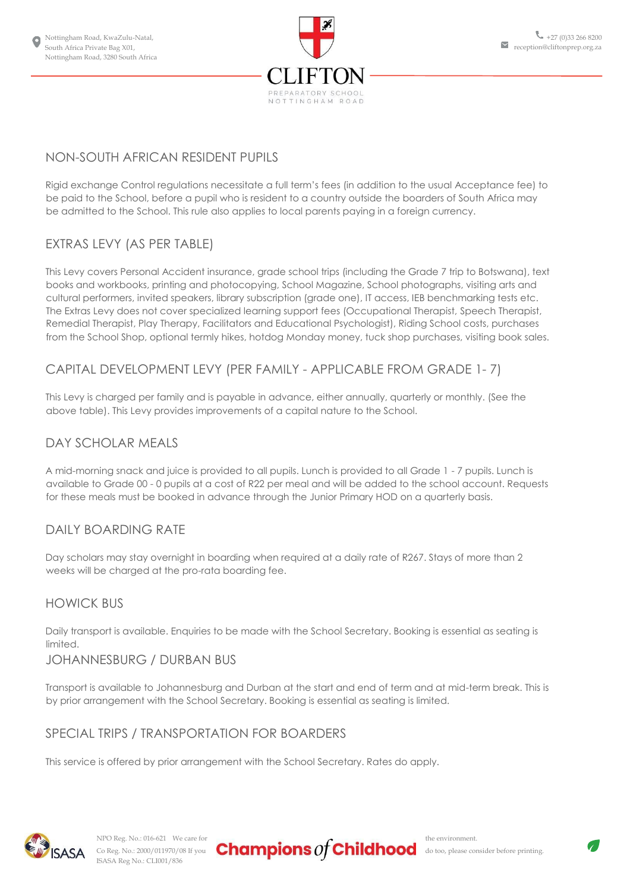## NON-SOUTH AFRICAN RESIDENT PUPILS

Rigid exchange Control regulations necessitate a full term's fees (in addition to the usual Acceptance fee) to be paid to the School, before a pupil who is resident to a country outside the boarders of South Africa may be admitted to the School. This rule also applies to local parents paying in a foreign currency.

## EXTRAS LEVY (AS PER TABLE)

This Levy covers Personal Accident insurance, grade school trips (including the Grade 7 trip to Botswana), text books and workbooks, printing and photocopying, School Magazine, School photographs, visiting arts and cultural performers, invited speakers, library subscription (grade one), IT access, IEB benchmarking tests etc. The Extras Levy does not cover specialized learning support fees (Occupational Therapist, Speech Therapist, Remedial Therapist, Play Therapy, Facilitators and Educational Psychologist), Riding School costs, purchases from the School Shop, optional termly hikes, hotdog Monday money, tuck shop purchases, visiting book sales.

## CAPITAL DEVELOPMENT LEVY (PER FAMILY - APPLICABLE FROM GRADE 1- 7)

This Levy is charged per family and is payable in advance, either annually, quarterly or monthly. (See the above table). This Levy provides improvements of a capital nature to the School.

## DAY SCHOLAR MEALS

A mid-morning snack and juice is provided to all pupils. Lunch is provided to all Grade 1 - 7 pupils. Lunch is available to Grade 00 - 0 pupils at a cost of R22 per meal and will be added to the school account. Requests for these meals must be booked in advance through the Junior Primary HOD on a quarterly basis.

## DAILY BOARDING RATE

Day scholars may stay overnight in boarding when required at a daily rate of R267. Stays of more than 2 weeks will be charged at the pro-rata boarding fee.

## HOWICK BUS

Daily transport is available. Enquiries to be made with the School Secretary. Booking is essential as seating is limited.

## JOHANNESBURG / DURBAN BUS

Transport is available to Johannesburg and Durban at the start and end of term and at mid-term break. This is by prior arrangement with the School Secretary. Booking is essential as seating is limited.

## SPECIAL TRIPS / TRANSPORTATION FOR BOARDERS

This service is offered by prior arrangement with the School Secretary. Rates do apply.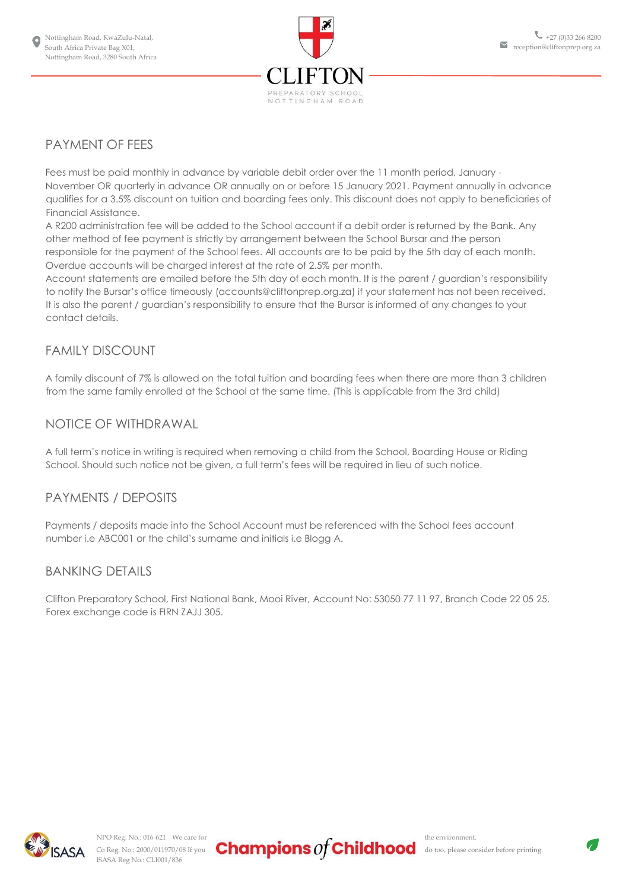## PAYMENT OF FEES

Fees must be paid monthly in advance by variable debit order over the 11 month period, January - November OR quarterly in advance OR annually on or before 15 January 2021. Payment annually in advance qualifies for a 3.5% discount on tuition and boarding fees only. This discount does not apply to beneficiaries of Financial Assistance.

A R200 administration fee will be added to the School account if a debit order is returned by the Bank. Any other method of fee payment is strictly by arrangement between the School Bursar and the person responsible for the payment of the School fees. All accounts are to be paid by the 5th day of each month. Overdue accounts will be charged interest at the rate of 2.5% per month.

Account statements are emailed before the 5th day of each month. It is the parent / guardian's responsibility to notify the Bursar's office timeously (accounts@cliftonprep.org.za) if your statement has not been received. It is also the parent / guardian's responsibility to ensure that the Bursar is informed of any changes to your contact details.

## FAMILY DISCOUNT

A family discount of 7% is allowed on the total tuition and boarding fees when there are more than 3 children from the same family enrolled at the School at the same time. (This is applicable from the 3rd child)

## NOTICE OF WITHDRAWAL

A full term's notice in writing is required when removing a child from the School, Boarding House or Riding School. Should such notice not be given, a full term's fees will be required in lieu of such notice.

## PAYMENTS / DEPOSITS

Payments / deposits made into the School Account must be referenced with the School fees account number i.e ABC001 or the child's surname and initials i.e Blogg A.

## BANKING DETAILS

Clifton Preparatory School, First National Bank, Mooi River, Account No: 53050 77 11 97, Branch Code 22 05 25. Forex exchange code is FIRN ZAJJ 305.